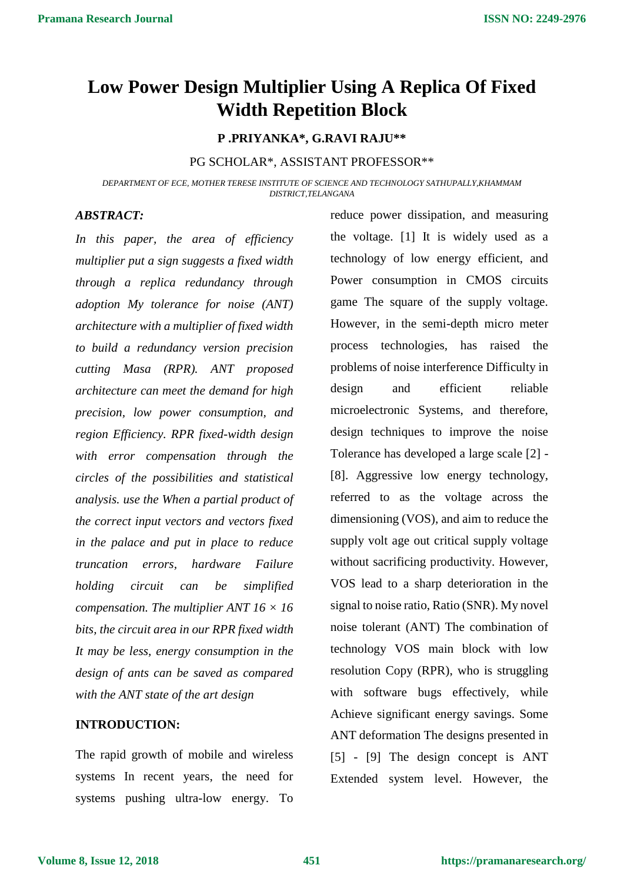# Low Power Design Multiplier Using A Replica Of Fixed Width Repetition Block

**P .PRIYANKA\*, G.RAVI RAJU\*\***

PG SCHOLAR\*, ASSISTANT PROFESSOR\*\*

*DEPARTMENT OF ECE, MOTHER TERESE INSTITUTE OF SCIENCE AND TECHNOLOGY SATHUPALLY,KHAMMAM DISTRICT,TELANGANA*

***ABSTRACT:***

*In this paper, the area of efficiency multiplier put a sign suggests a fixed width through a replica redundancy through adoption My tolerance for noise (ANT) architecture with a multiplier of fixed width to build a redundancy version precision cutting Masa (RPR). ANT proposed architecture can meet the demand for high precision, low power consumption, and region Efficiency. RPR fixed-width design with error compensation through the circles of the possibilities and statistical analysis. use the When a partial product of the correct input vectors and vectors fixed in the palace and put in place to reduce truncation errors, hardware Failure holding circuit can be simplified compensation. The multiplier ANT 16 × 16 bits, the circuit area in our RPR fixed width It may be less, energy consumption in the design of ants can be saved as compared with the ANT state of the art design*

**INTRODUCTION:**

The rapid growth of mobile and wireless systems In recent years, the need for systems pushing ultra-low energy. To reduce power dissipation, and measuring the voltage. [1] It is widely used as a technology of low energy efficient, and Power consumption in CMOS circuits game The square of the supply voltage. However, in the semi-depth micro meter process technologies, has raised the problems of noise interference Difficulty in design and efficient reliable microelectronic Systems, and therefore, design techniques to improve the noise Tolerance has developed a large scale [2] - [8]. Aggressive low energy technology, referred to as the voltage across the dimensioning (VOS), and aim to reduce the supply volt age out critical supply voltage without sacrificing productivity. However, VOS lead to a sharp deterioration in the signal to noise ratio, Ratio (SNR). My novel noise tolerant (ANT) The combination of technology VOS main block with low resolution Copy (RPR), who is struggling with software bugs effectively, while Achieve significant energy savings. Some ANT deformation The designs presented in [5] - [9] The design concept is ANT Extended system level. However, the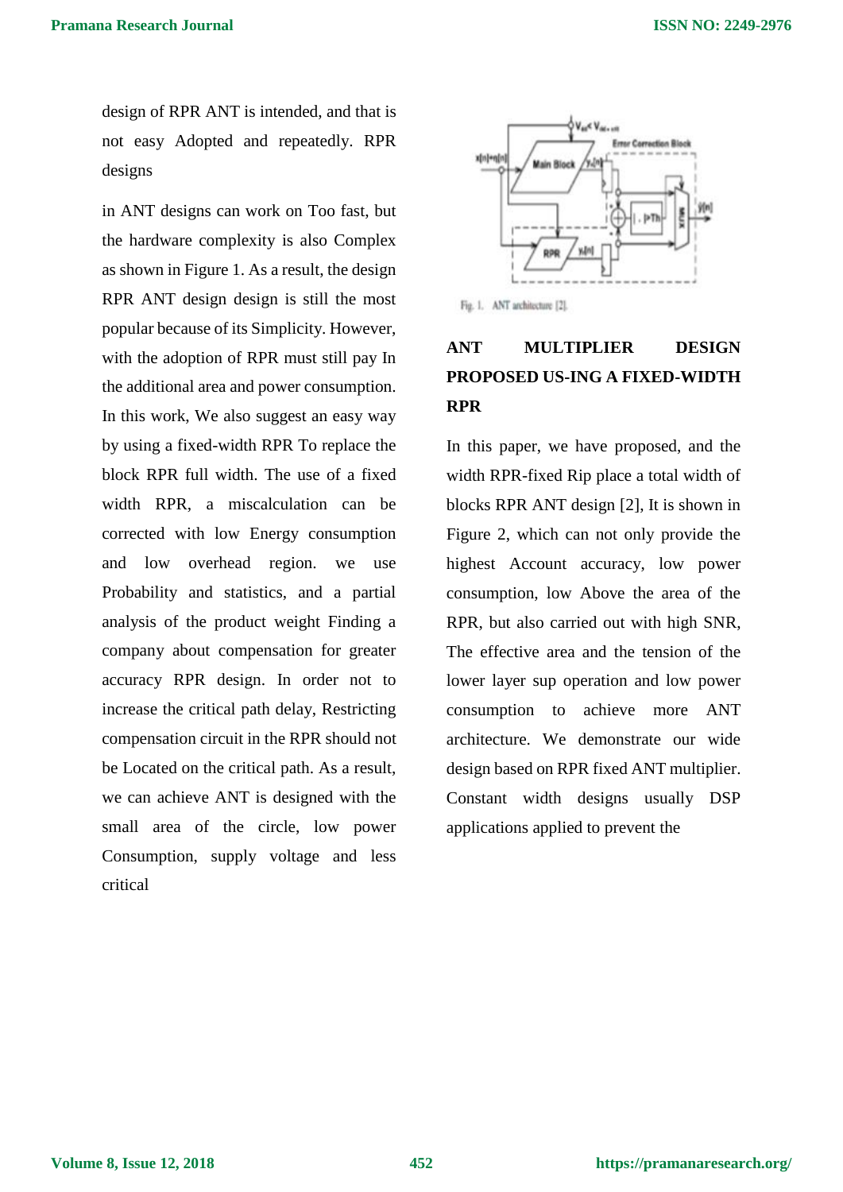design of RPR ANT is intended, and that is not easy Adopted and repeatedly. RPR designs

in ANT designs can work on Too fast, but the hardware complexity is also Complex as shown in Figure 1. As a result, the design RPR ANT design design is still the most popular because of its Simplicity. However, with the adoption of RPR must still pay In the additional area and power consumption. In this work, We also suggest an easy way by using a fixed-width RPR To replace the block RPR full width. The use of a fixed width RPR, a miscalculation can be corrected with low Energy consumption and low overhead region. we use Probability and statistics, and a partial analysis of the product weight Finding a company about compensation for greater accuracy RPR design. In order not to increase the critical path delay, Restricting compensation circuit in the RPR should not be Located on the critical path. As a result, we can achieve ANT is designed with the small area of the circle, low power Consumption, supply voltage and less critical

Fig. 1. ANT architecture [2].

## ANT MULTIPLIER DESIGN PROPOSED US-ING A FIXED-WIDTH RPR

In this paper, we have proposed, and the width RPR-fixed Rip place a total width of blocks RPR ANT design [2], It is shown in Figure 2, which can not only provide the highest Account accuracy, low power consumption, low Above the area of the RPR, but also carried out with high SNR, The effective area and the tension of the lower layer sup operation and low power consumption to achieve more ANT architecture. We demonstrate our wide design based on RPR fixed ANT multiplier. Constant width designs usually DSP applications applied to prevent the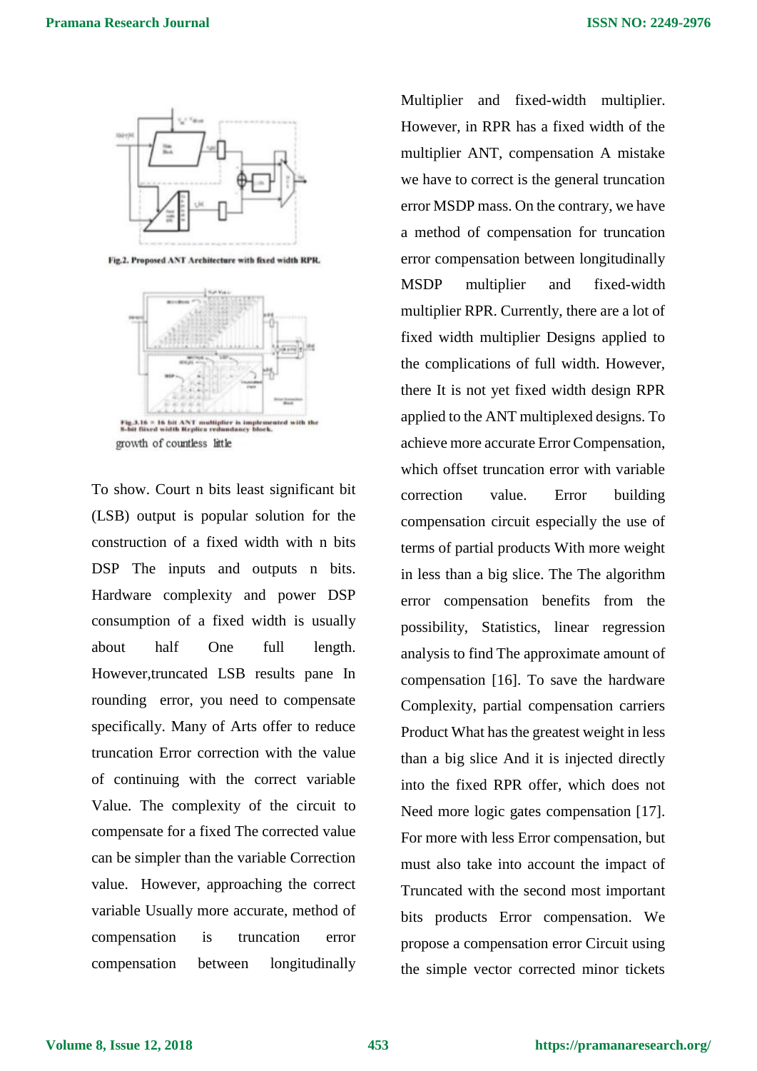Fig.2. Proposed ANT Architecture with fixed width RPR.

Fig.3.16 = 16 bit ANT multiplier is implemented with the 8-bit fixed width Replica redundancy block.

growth of countless little

To show. Court n bits least significant bit (LSB) output is popular solution for the construction of a fixed width with n bits DSP The inputs and outputs n bits. Hardware complexity and power DSP consumption of a fixed width is usually about half One full length. However,truncated LSB results pane In rounding error, you need to compensate specifically. Many of Arts offer to reduce truncation Error correction with the value of continuing with the correct variable Value. The complexity of the circuit to compensate for a fixed The corrected value can be simpler than the variable Correction value. However, approaching the correct variable Usually more accurate, method of compensation is truncation error compensation between longitudinally Multiplier and fixed-width multiplier. However, in RPR has a fixed width of the multiplier ANT, compensation A mistake we have to correct is the general truncation error MSDP mass. On the contrary, we have a method of compensation for truncation error compensation between longitudinally MSDP multiplier and fixed-width multiplier RPR. Currently, there are a lot of fixed width multiplier Designs applied to the complications of full width. However, there It is not yet fixed width design RPR applied to the ANT multiplexed designs. To achieve more accurate Error Compensation, which offset truncation error with variable correction value. Error building compensation circuit especially the use of terms of partial products With more weight in less than a big slice. The The algorithm error compensation benefits from the possibility, Statistics, linear regression analysis to find The approximate amount of compensation [16]. To save the hardware Complexity, partial compensation carriers Product What has the greatest weight in less than a big slice And it is injected directly into the fixed RPR offer, which does not Need more logic gates compensation [17]. For more with less Error compensation, but must also take into account the impact of Truncated with the second most important bits products Error compensation. We propose a compensation error Circuit using the simple vector corrected minor tickets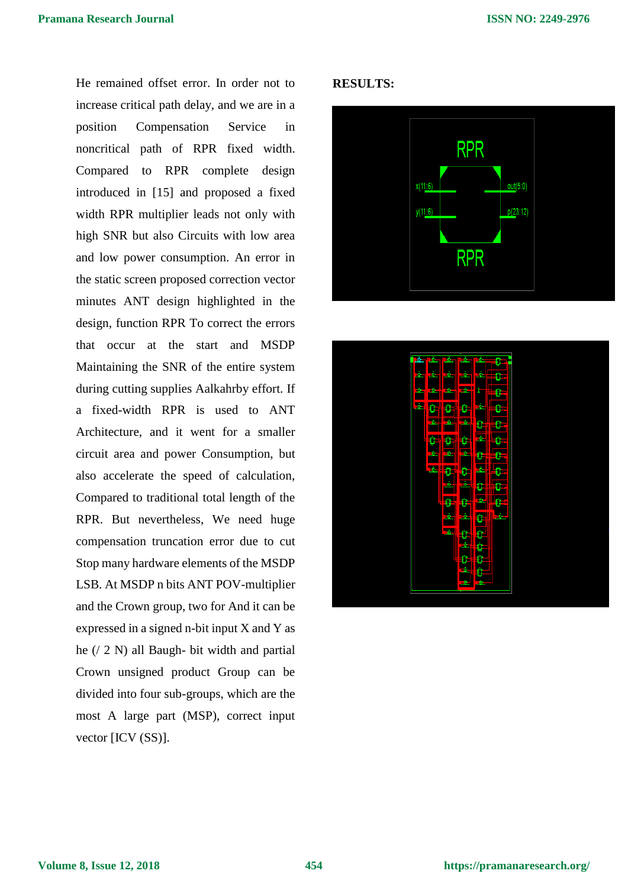He remained offset error. In order not to increase critical path delay, and we are in a position Compensation Service in noncritical path of RPR fixed width. Compared to RPR complete design introduced in [15] and proposed a fixed width RPR multiplier leads not only with high SNR but also Circuits with low area and low power consumption. An error in the static screen proposed correction vector minutes ANT design highlighted in the design, function RPR To correct the errors that occur at the start and MSDP Maintaining the SNR of the entire system during cutting supplies Aalkahrby effort. If a fixed-width RPR is used to ANT Architecture, and it went for a smaller circuit area and power Consumption, but also accelerate the speed of calculation, Compared to traditional total length of the RPR. But nevertheless, We need huge compensation truncation error due to cut Stop many hardware elements of the MSDP LSB. At MSDP n bits ANT POV-multiplier and the Crown group, two for And it can be expressed in a signed n-bit input X and Y as he (/ 2 N) all Baugh- bit width and partial Crown unsigned product Group can be divided into four sub-groups, which are the most A large part (MSP), correct input vector [ICV (SS)].

**RESULTS:**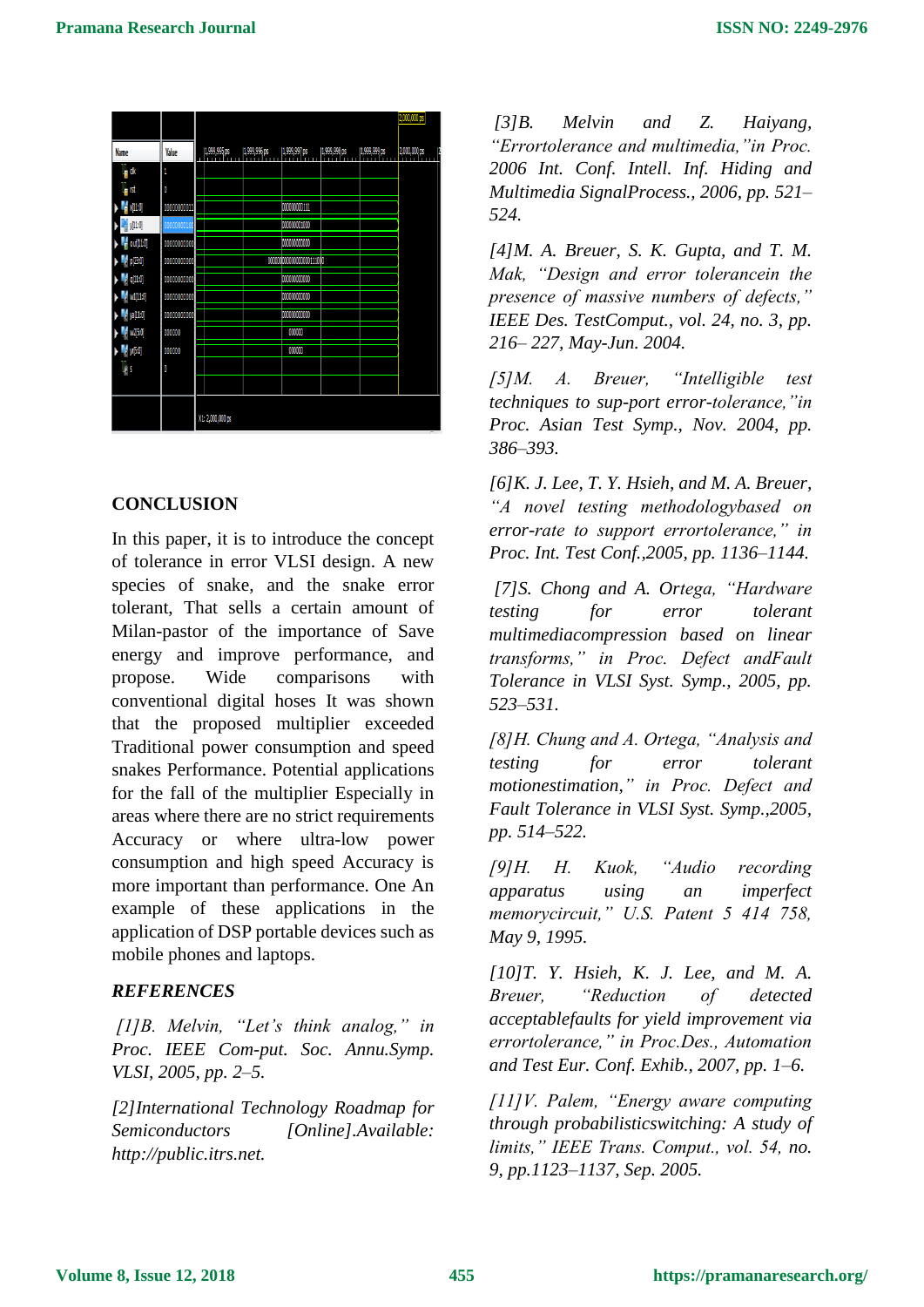## CONCLUSION

In this paper, it is to introduce the concept of tolerance in error VLSI design. A new species of snake, and the snake error tolerant, That sells a certain amount of Milan-pastor of the importance of Save energy and improve performance, and propose. Wide comparisons with conventional digital hoses It was shown that the proposed multiplier exceeded Traditional power consumption and speed snakes Performance. Potential applications for the fall of the multiplier Especially in areas where there are no strict requirements Accuracy or where ultra-low power consumption and high speed Accuracy is more important than performance. One An example of these applications in the application of DSP portable devices such as mobile phones and laptops.

## *REFERENCES*

*[1]B. Melvin, "Let's think analog," in Proc. IEEE Com-put. Soc. Annu.Symp. VLSI, 2005, pp. 2–5.*

*[2]International Technology Roadmap for Semiconductors [Online].Available: http://public.itrs.net.*

*[3]B. Melvin and Z. Haiyang, "Errortolerance and multimedia,"in Proc. 2006 Int. Conf. Intell. Inf. Hiding and Multimedia SignalProcess., 2006, pp. 521–524.*

*[4]M. A. Breuer, S. K. Gupta, and T. M. Mak, "Design and error tolerancein the presence of massive numbers of defects," IEEE Des. TestComput., vol. 24, no. 3, pp. 216– 227, May-Jun. 2004.*

*[5]M. A. Breuer, "Intelligible test techniques to sup-port error-tolerance,"in Proc. Asian Test Symp., Nov. 2004, pp. 386–393.*

*[6]K. J. Lee, T. Y. Hsieh, and M. A. Breuer, "A novel testing methodologybased on error-rate to support errortolerance," in Proc. Int. Test Conf.,2005, pp. 1136–1144.*

*[7]S. Chong and A. Ortega, "Hardware testing for error tolerant multimediacompression based on linear transforms," in Proc. Defect andFault Tolerance in VLSI Syst. Symp., 2005, pp. 523–531.*

*[8]H. Chung and A. Ortega, "Analysis and testing for error tolerant motionestimation," in Proc. Defect and Fault Tolerance in VLSI Syst. Symp.,2005, pp. 514–522.*

*[9]H. H. Kuok, "Audio recording apparatus using an imperfect memorycircuit," U.S. Patent 5 414 758, May 9, 1995.*

*[10]T. Y. Hsieh, K. J. Lee, and M. A. Breuer, "Reduction of detected acceptablefaults for yield improvement via errortolerance," in Proc.Des., Automation and Test Eur. Conf. Exhib., 2007, pp. 1–6.*

*[11]V. Palem, "Energy aware computing through probabilisticswitching: A study of limits," IEEE Trans. Comput., vol. 54, no. 9, pp.1123–1137, Sep. 2005.*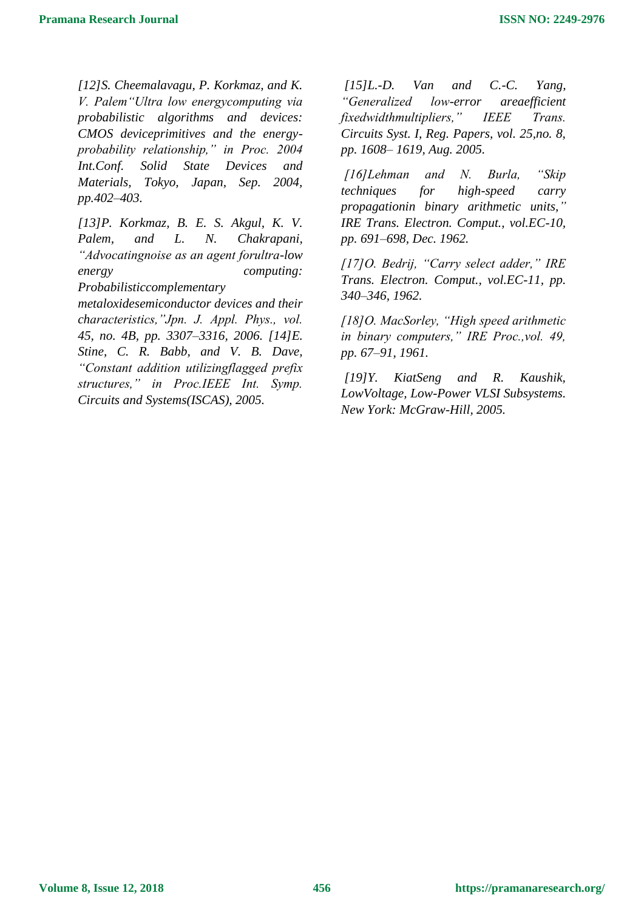*[12]S. Cheemalavagu, P. Korkmaz, and K. V. Palem"Ultra low energycomputing via probabilistic algorithms and devices: CMOS deviceprimitives and the energy-probability relationship," in Proc. 2004 Int.Conf. Solid State Devices and Materials, Tokyo, Japan, Sep. 2004, pp.402–403.*

*[13]P. Korkmaz, B. E. S. Akgul, K. V. Palem, and L. N. Chakrapani, "Advocatingnoise as an agent forultra-low energy computing: Probabilisticcomplementary metaloxidesemiconductor devices and their characteristics,"Jpn. J. Appl. Phys., vol. 45, no. 4B, pp. 3307–3316, 2006.*

*[14]E. Stine, C. R. Babb, and V. B. Dave, "Constant addition utilizingflagged prefix structures," in Proc.IEEE Int. Symp. Circuits and Systems(ISCAS), 2005.*

*[15]L.-D. Van and C.-C. Yang, "Generalized low-error areaefficient fixedwidthmultipliers," IEEE Trans. Circuits Syst. I, Reg. Papers, vol. 25,no. 8, pp. 1608– 1619, Aug. 2005.*

*[16]Lehman and N. Burla, "Skip techniques for high-speed carry propagationin binary arithmetic units," IRE Trans. Electron. Comput., vol.EC-10, pp. 691–698, Dec. 1962.*

*[17]O. Bedrij, "Carry select adder," IRE Trans. Electron. Comput., vol.EC-11, pp. 340–346, 1962.*

*[18]O. MacSorley, "High speed arithmetic in binary computers," IRE Proc.,vol. 49, pp. 67–91, 1961.*

*[19]Y. KiatSeng and R. Kaushik, LowVoltage, Low-Power VLSI Subsystems. New York: McGraw-Hill, 2005.*